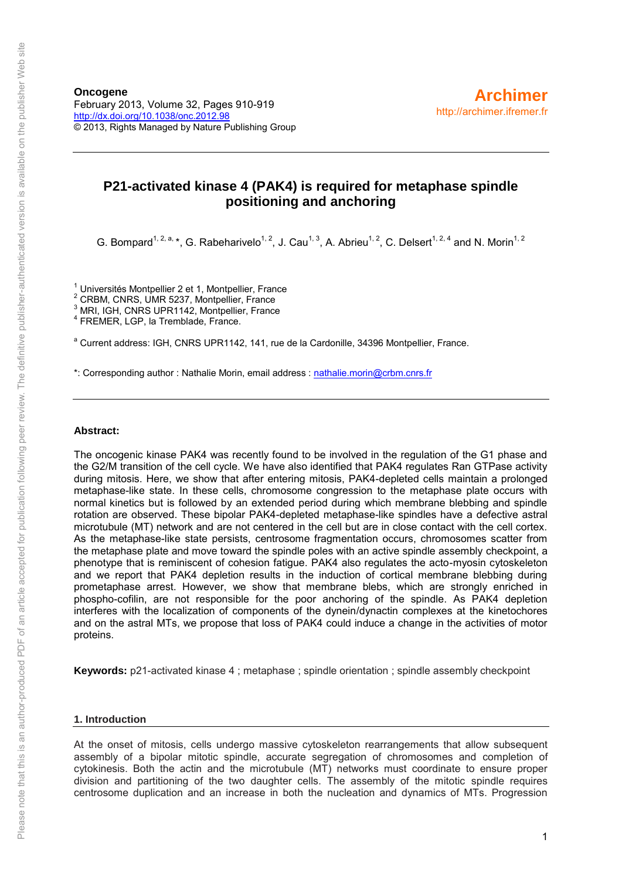**Oncogene**
February 2013, Volume 32, Pages 910-919
http://dx.doi.org/10.1038/onc.2012.98
© 2013, Rights Managed by Nature Publishing Group

**Archimer**
http://archimer.ifremer.fr

# P21-activated kinase 4 (PAK4) is required for metaphase spindle positioning and anchoring

G. Bompard[1, 2, a, *], G. Rabeharivelo[1, 2], J. Cau[1, 3], A. Abrieu[1, 2], C. Delsert[1, 2, 4] and N. Morin[1, 2]

[1] Universités Montpellier 2 et 1, Montpellier, France
[2] CRBM, CNRS, UMR 5237, Montpellier, France
[3] MRI, IGH, CNRS UPR1142, Montpellier, France
[4] FREMER, LGP, la Tremblade, France.

[a] Current address: IGH, CNRS UPR1142, 141, rue de la Cardonille, 34396 Montpellier, France.

*: Corresponding author : Nathalie Morin, email address : nathalie.morin@crbm.cnrs.fr

**Abstract:**

The oncogenic kinase PAK4 was recently found to be involved in the regulation of the G1 phase and the G2/M transition of the cell cycle. We have also identified that PAK4 regulates Ran GTPase activity during mitosis. Here, we show that after entering mitosis, PAK4-depleted cells maintain a prolonged metaphase-like state. In these cells, chromosome congression to the metaphase plate occurs with normal kinetics but is followed by an extended period during which membrane blebbing and spindle rotation are observed. These bipolar PAK4-depleted metaphase-like spindles have a defective astral microtubule (MT) network and are not centered in the cell but are in close contact with the cell cortex. As the metaphase-like state persists, centrosome fragmentation occurs, chromosomes scatter from the metaphase plate and move toward the spindle poles with an active spindle assembly checkpoint, a phenotype that is reminiscent of cohesion fatigue. PAK4 also regulates the acto-myosin cytoskeleton and we report that PAK4 depletion results in the induction of cortical membrane blebbing during prometaphase arrest. However, we show that membrane blebs, which are strongly enriched in phospho-cofilin, are not responsible for the poor anchoring of the spindle. As PAK4 depletion interferes with the localization of components of the dynein/dynactin complexes at the kinetochores and on the astral MTs, we propose that loss of PAK4 could induce a change in the activities of motor proteins.

**Keywords:** p21-activated kinase 4 ; metaphase ; spindle orientation ; spindle assembly checkpoint

## 1. Introduction

At the onset of mitosis, cells undergo massive cytoskeleton rearrangements that allow subsequent assembly of a bipolar mitotic spindle, accurate segregation of chromosomes and completion of cytokinesis. Both the actin and the microtubule (MT) networks must coordinate to ensure proper division and partitioning of the two daughter cells. The assembly of the mitotic spindle requires centrosome duplication and an increase in both the nucleation and dynamics of MTs. Progression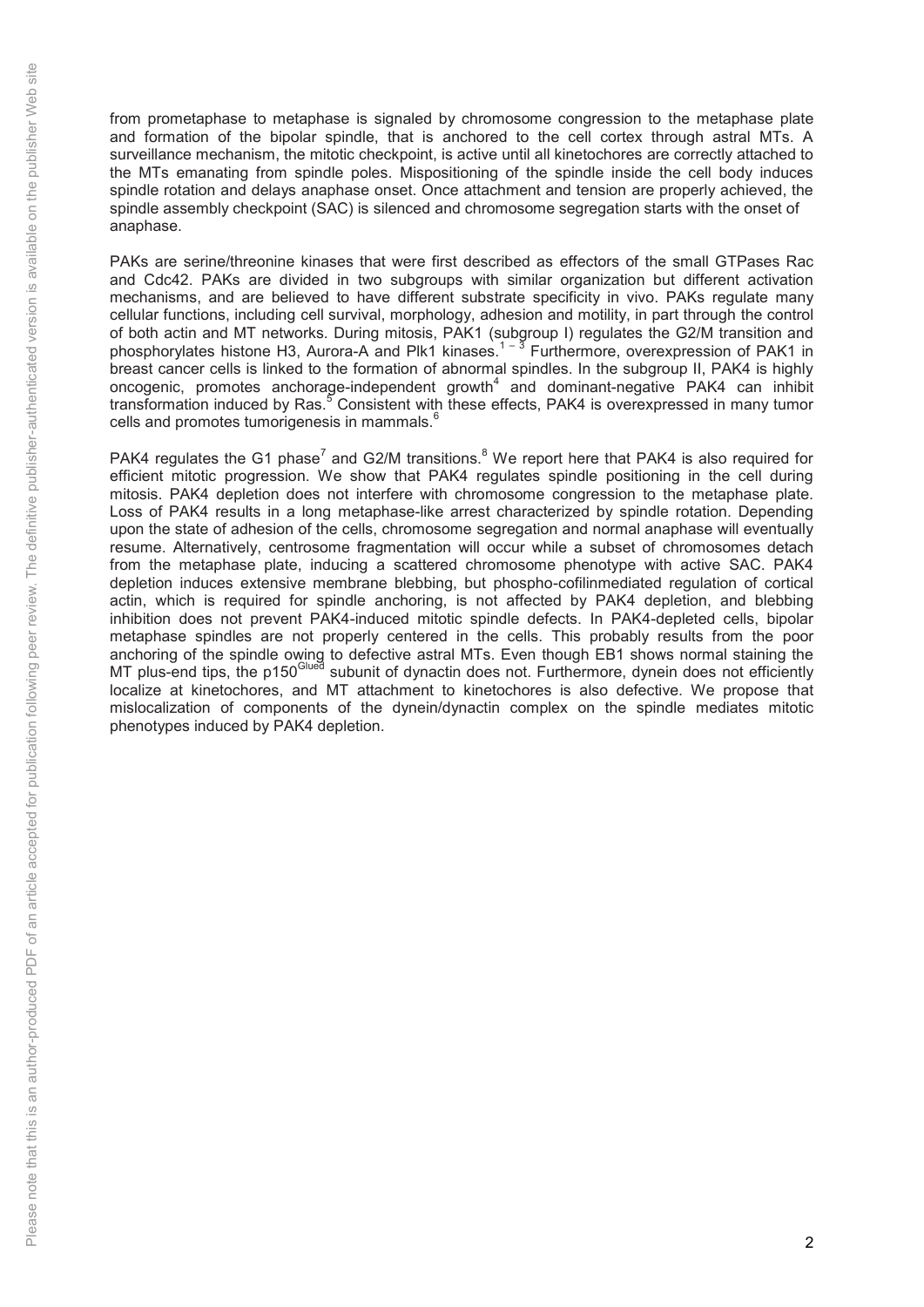from prometaphase to metaphase is signaled by chromosome congression to the metaphase plate and formation of the bipolar spindle, that is anchored to the cell cortex through astral MTs. A surveillance mechanism, the mitotic checkpoint, is active until all kinetochores are correctly attached to the MTs emanating from spindle poles. Mispositioning of the spindle inside the cell body induces spindle rotation and delays anaphase onset. Once attachment and tension are properly achieved, the spindle assembly checkpoint (SAC) is silenced and chromosome segregation starts with the onset of anaphase.

PAKs are serine/threonine kinases that were first described as effectors of the small GTPases Rac and Cdc42. PAKs are divided in two subgroups with similar organization but different activation mechanisms, and are believed to have different substrate specificity in vivo. PAKs regulate many cellular functions, including cell survival, morphology, adhesion and motility, in part through the control of both actin and MT networks. During mitosis, PAK1 (subgroup I) regulates the G2/M transition and phosphorylates histone H3, Aurora-A and Plk1 kinases.[1 – 3] Furthermore, overexpression of PAK1 in breast cancer cells is linked to the formation of abnormal spindles. In the subgroup II, PAK4 is highly oncogenic, promotes anchorage-independent growth[4] and dominant-negative PAK4 can inhibit transformation induced by Ras.[5] Consistent with these effects, PAK4 is overexpressed in many tumor cells and promotes tumorigenesis in mammals.[6]

PAK4 regulates the G1 phase[7] and G2/M transitions.[8] We report here that PAK4 is also required for efficient mitotic progression. We show that PAK4 regulates spindle positioning in the cell during mitosis. PAK4 depletion does not interfere with chromosome congression to the metaphase plate. Loss of PAK4 results in a long metaphase-like arrest characterized by spindle rotation. Depending upon the state of adhesion of the cells, chromosome segregation and normal anaphase will eventually resume. Alternatively, centrosome fragmentation will occur while a subset of chromosomes detach from the metaphase plate, inducing a scattered chromosome phenotype with active SAC. PAK4 depletion induces extensive membrane blebbing, but phospho-cofilinmediated regulation of cortical actin, which is required for spindle anchoring, is not affected by PAK4 depletion, and blebbing inhibition does not prevent PAK4-induced mitotic spindle defects. In PAK4-depleted cells, bipolar metaphase spindles are not properly centered in the cells. This probably results from the poor anchoring of the spindle owing to defective astral MTs. Even though EB1 shows normal staining the MT plus-end tips, the p150$^{Glued}$ subunit of dynactin does not. Furthermore, dynein does not efficiently localize at kinetochores, and MT attachment to kinetochores is also defective. We propose that mislocalization of components of the dynein/dynactin complex on the spindle mediates mitotic phenotypes induced by PAK4 depletion.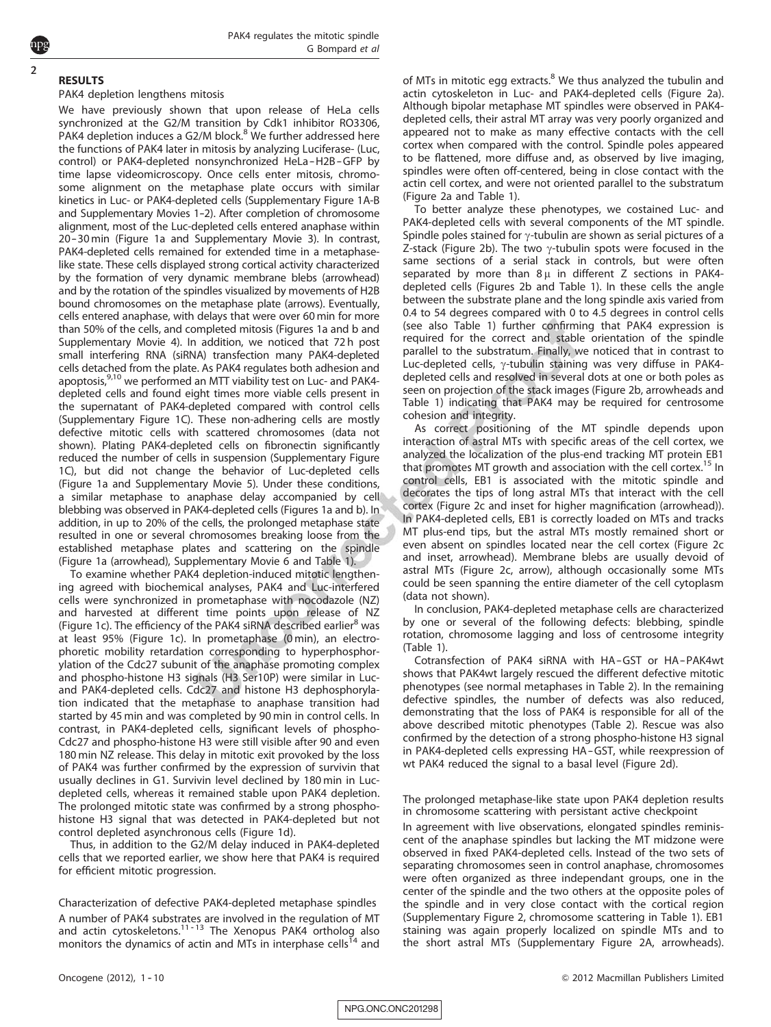## RESULTS

### PAK4 depletion lengthens mitosis

We have previously shown that upon release of HeLa cells synchronized at the G2/M transition by Cdk1 inhibitor RO3306, PAK4 depletion induces a G2/M block.[8] We further addressed here the functions of PAK4 later in mitosis by analyzing Luciferase- (Luc, control) or PAK4-depleted nonsynchronized HeLa–H2B–GFP by time lapse videomicroscopy. Once cells enter mitosis, chromosome alignment on the metaphase plate occurs with similar kinetics in Luc- or PAK4-depleted cells (Supplementary Figure 1A-B and Supplementary Movies 1–2). After completion of chromosome alignment, most of the Luc-depleted cells entered anaphase within 20–30 min (Figure 1a and Supplementary Movie 3). In contrast, PAK4-depleted cells remained for extended time in a metaphase-like state. These cells displayed strong cortical activity characterized by the formation of very dynamic membrane blebs (arrowhead) and by the rotation of the spindles visualized by movements of H2B bound chromosomes on the metaphase plate (arrows). Eventually, cells entered anaphase, with delays that were over 60 min for more than 50% of the cells, and completed mitosis (Figures 1a and b and Supplementary Movie 4). In addition, we noticed that 72 h post small interfering RNA (siRNA) transfection many PAK4-depleted cells detached from the plate. As PAK4 regulates both adhesion and apoptosis,[9,10] we performed an MTT viability test on Luc- and PAK4-depleted cells and found eight times more viable cells present in the supernatant of PAK4-depleted compared with control cells (Supplementary Figure 1C). These non-adhering cells are mostly defective mitotic cells with scattered chromosomes (data not shown). Plating PAK4-depleted cells on fibronectin significantly reduced the number of cells in suspension (Supplementary Figure 1C), but did not change the behavior of Luc-depleted cells (Figure 1a and Supplementary Movie 5). Under these conditions, a similar metaphase to anaphase delay accompanied by cell blebbing was observed in PAK4-depleted cells (Figures 1a and b). In addition, in up to 20% of the cells, the prolonged metaphase state resulted in one or several chromosomes breaking loose from the established metaphase plates and scattering on the spindle (Figure 1a (arrowhead), Supplementary Movie 6 and Table 1).

To examine whether PAK4 depletion-induced mitotic lengthening agreed with biochemical analyses, PAK4 and Luc-interfered cells were synchronized in prometaphase with nocodazole (NZ) and harvested at different time points upon release of NZ (Figure 1c). The efficiency of the PAK4 siRNA described earlier[8] was at least 95% (Figure 1c). In prometaphase (0 min), an electrophoretic mobility retardation corresponding to hyperphosphorylation of the Cdc27 subunit of the anaphase promoting complex and phospho-histone H3 signals (H3 Ser10P) were similar in Luc- and PAK4-depleted cells. Cdc27 and histone H3 dephosphorylation indicated that the metaphase to anaphase transition had started by 45 min and was completed by 90 min in control cells. In contrast, in PAK4-depleted cells, significant levels of phospho-Cdc27 and phospho-histone H3 were still visible after 90 and even 180 min NZ release. This delay in mitotic exit provoked by the loss of PAK4 was further confirmed by the expression of survivin that usually declines in G1. Survivin level declined by 180 min in Luc-depleted cells, whereas it remained stable upon PAK4 depletion. The prolonged mitotic state was confirmed by a strong phospho-histone H3 signal that was detected in PAK4-depleted but not control depleted asynchronous cells (Figure 1d).

Thus, in addition to the G2/M delay induced in PAK4-depleted cells that we reported earlier, we show here that PAK4 is required for efficient mitotic progression.

### Characterization of defective PAK4-depleted metaphase spindles

A number of PAK4 substrates are involved in the regulation of MT and actin cytoskeletons.[11–13] The Xenopus PAK4 ortholog also monitors the dynamics of actin and MTs in interphase cells[14] and of MTs in mitotic egg extracts.[8] We thus analyzed the tubulin and actin cytoskeleton in Luc- and PAK4-depleted cells (Figure 2a). Although bipolar metaphase MT spindles were observed in PAK4-depleted cells, their astral MT array was very poorly organized and appeared not to make as many effective contacts with the cell cortex when compared with the control. Spindle poles appeared to be flattened, more diffuse and, as observed by live imaging, spindles were often off-centered, being in close contact with the actin cell cortex, and were not oriented parallel to the substratum (Figure 2a and Table 1).

To better analyze these phenotypes, we costained Luc- and PAK4-depleted cells with several components of the MT spindle. Spindle poles stained for γ-tubulin are shown as serial pictures of a Z-stack (Figure 2b). The two γ-tubulin spots were focused in the same sections of a serial stack in controls, but were often separated by more than 8 μ in different Z sections in PAK4-depleted cells (Figures 2b and Table 1). In these cells the angle between the substrate plane and the long spindle axis varied from 0.4 to 54 degrees compared with 0 to 4.5 degrees in control cells (see also Table 1) further confirming that PAK4 expression is required for the correct and stable orientation of the spindle parallel to the substratum. Finally, we noticed that in contrast to Luc-depleted cells, γ-tubulin staining was very diffuse in PAK4-depleted cells and resolved in several dots at one or both poles as seen on projection of the stack images (Figure 2b, arrowheads and Table 1) indicating that PAK4 may be required for centrosome cohesion and integrity.

As correct positioning of the MT spindle depends upon interaction of astral MTs with specific areas of the cell cortex, we analyzed the localization of the plus-end tracking MT protein EB1 that promotes MT growth and association with the cell cortex.[15] In control cells, EB1 is associated with the mitotic spindle and decorates the tips of long astral MTs that interact with the cell cortex (Figure 2c and inset for higher magnification (arrowhead)). In PAK4-depleted cells, EB1 is correctly loaded on MTs and tracks MT plus-end tips, but the astral MTs mostly remained short or even absent on spindles located near the cell cortex (Figure 2c and inset, arrowhead). Membrane blebs are usually devoid of astral MTs (Figure 2c, arrow), although occasionally some MTs could be seen spanning the entire diameter of the cell cytoplasm (data not shown).

In conclusion, PAK4-depleted metaphase cells are characterized by one or several of the following defects: blebbing, spindle rotation, chromosome lagging and loss of centrosome integrity (Table 1).

Cotransfection of PAK4 siRNA with HA–GST or HA–PAK4wt shows that PAK4wt largely rescued the different defective mitotic phenotypes (see normal metaphases in Table 2). In the remaining defective spindles, the number of defects was also reduced, demonstrating that the loss of PAK4 is responsible for all of the above described mitotic phenotypes (Table 2). Rescue was also confirmed by the detection of a strong phospho-histone H3 signal in PAK4-depleted cells expressing HA–GST, while reexpression of wt PAK4 reduced the signal to a basal level (Figure 2d).

### The prolonged metaphase-like state upon PAK4 depletion results in chromosome scattering with persistant active checkpoint

In agreement with live observations, elongated spindles reminiscent of the anaphase spindles but lacking the MT midzone were observed in fixed PAK4-depleted cells. Instead of the two sets of separating chromosomes seen in control anaphase, chromosomes were often organized as three independant groups, one in the center of the spindle and the two others at the opposite poles of the spindle and in very close contact with the cortical region (Supplementary Figure 2, chromosome scattering in Table 1). EB1 staining was again properly localized on spindle MTs and to the short astral MTs (Supplementary Figure 2A, arrowheads).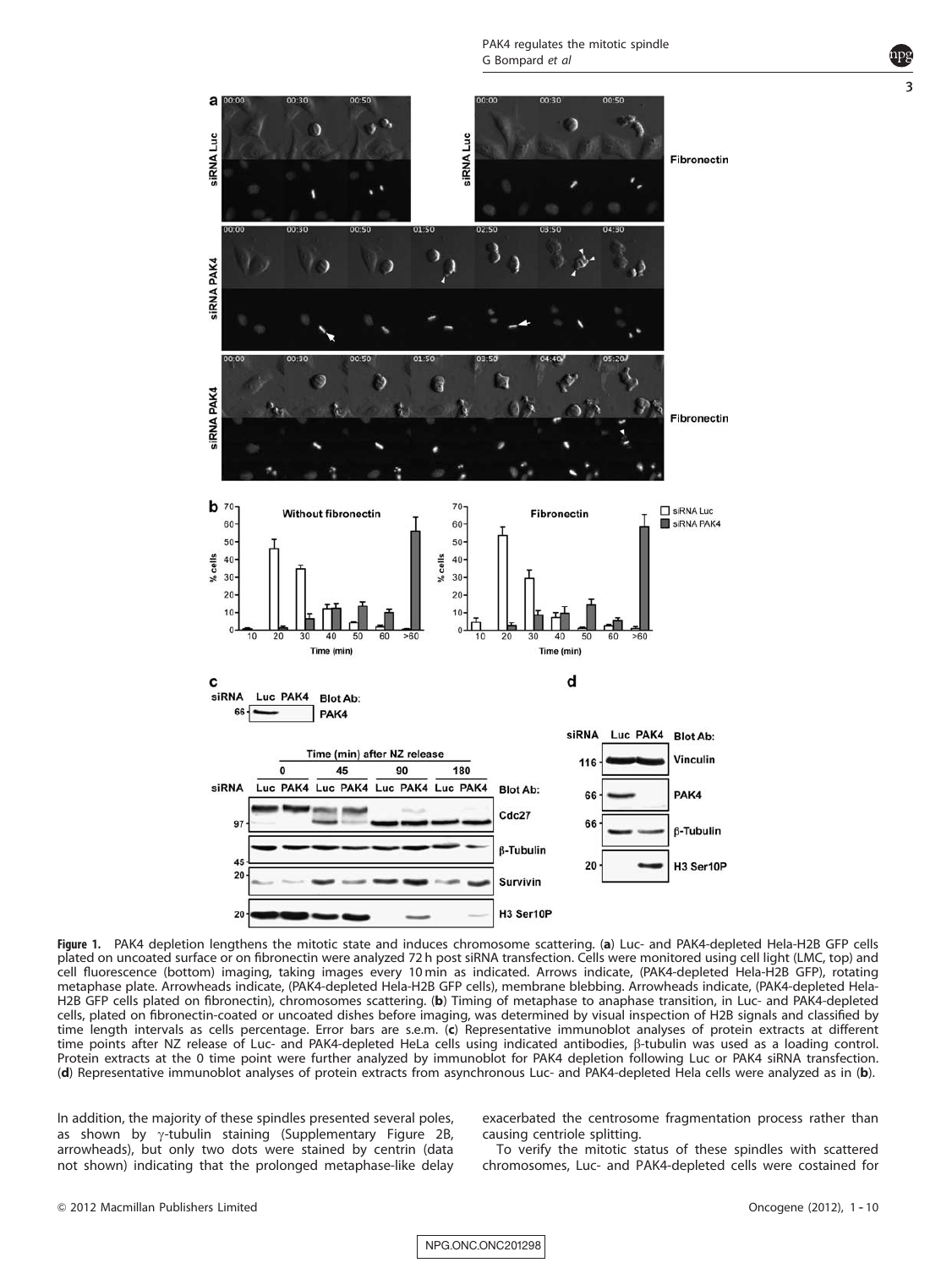**Figure 1.** PAK4 depletion lengthens the mitotic state and induces chromosome scattering. (**a**) Luc- and PAK4-depleted Hela-H2B GFP cells plated on uncoated surface or on fibronectin were analyzed 72 h post siRNA transfection. Cells were monitored using cell light (LMC, top) and cell fluorescence (bottom) imaging, taking images every 10 min as indicated. Arrows indicate, (PAK4-depleted Hela-H2B GFP), rotating metaphase plate. Arrowheads indicate, (PAK4-depleted Hela-H2B GFP cells), membrane blebbing. Arrowheads indicate, (PAK4-depleted Hela-H2B GFP cells plated on fibronectin), chromosomes scattering. (**b**) Timing of metaphase to anaphase transition, in Luc- and PAK4-depleted cells, plated on fibronectin-coated or uncoated dishes before imaging, was determined by visual inspection of H2B signals and classified by time length intervals as cells percentage. Error bars are s.e.m. (**c**) Representative immunoblot analyses of protein extracts at different time points after NZ release of Luc- and PAK4-depleted HeLa cells using indicated antibodies, β-tubulin was used as a loading control. Protein extracts at the 0 time point were further analyzed by immunoblot for PAK4 depletion following Luc or PAK4 siRNA transfection. (**d**) Representative immunoblot analyses of protein extracts from asynchronous Luc- and PAK4-depleted Hela cells were analyzed as in (**b**).

In addition, the majority of these spindles presented several poles, as shown by γ-tubulin staining (Supplementary Figure 2B, arrowheads), but only two dots were stained by centrin (data not shown) indicating that the prolonged metaphase-like delay exacerbated the centrosome fragmentation process rather than causing centriole splitting.

To verify the mitotic status of these spindles with scattered chromosomes, Luc- and PAK4-depleted cells were costained for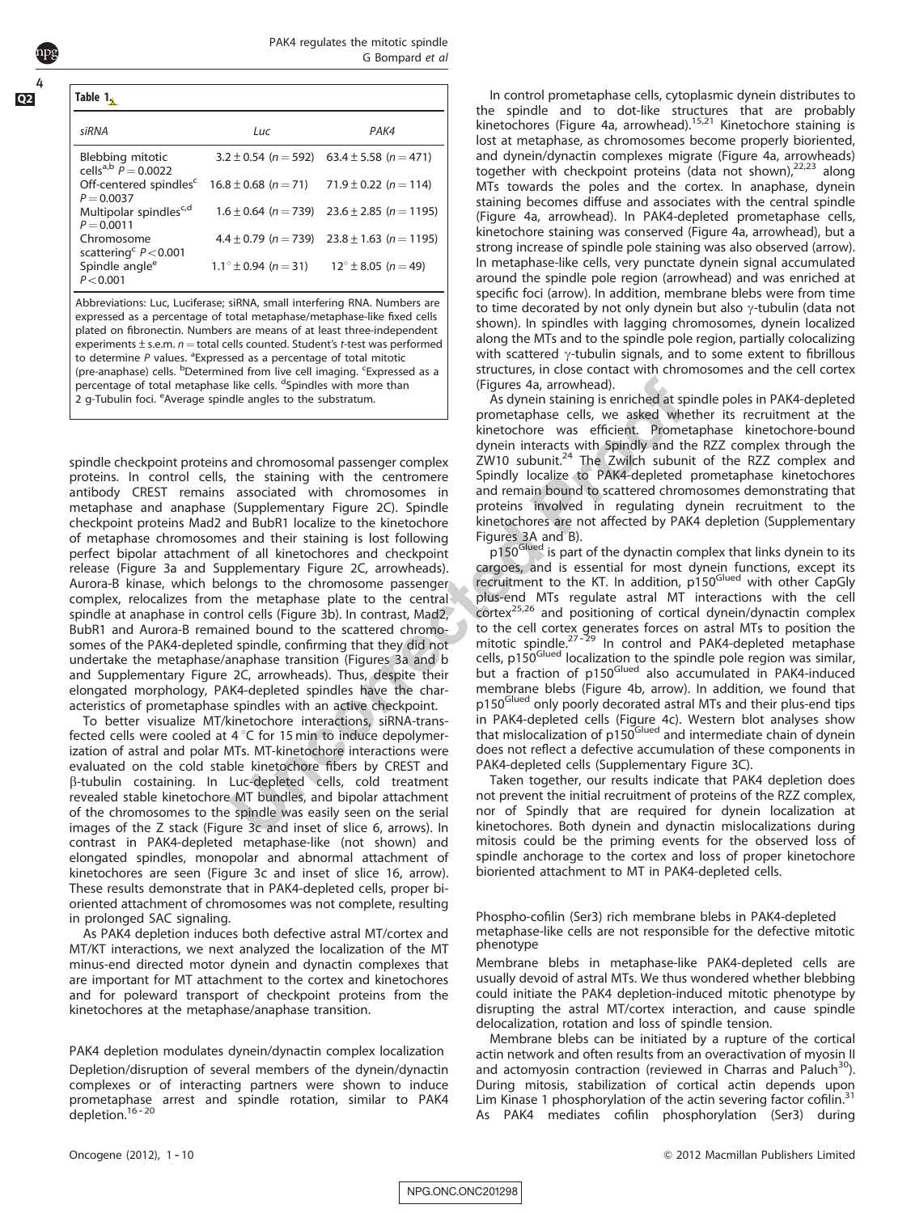**Table 1.**

| siRNA | Luc | PAK4 |
|---|---|---|
| Blebbing mitotic cells[a,b] $P = 0.0022$ | $3.2 \pm 0.54$ ($n = 592$) | $63.4 \pm 5.58$ ($n = 471$) |
| Off-centered spindles[c] $P = 0.0037$ | $16.8 \pm 0.68$ ($n = 71$) | $71.9 \pm 0.22$ ($n = 114$) |
| Multipolar spindles[c,d] $P = 0.0011$ | $1.6 \pm 0.64$ ($n = 739$) | $23.6 \pm 2.85$ ($n = 1195$) |
| Chromosome scattering[c] $P < 0.001$ | $4.4 \pm 0.79$ ($n = 739$) | $23.8 \pm 1.63$ ($n = 1195$) |
| Spindle angle[e] $P < 0.001$ | $1.1^{\circ} \pm 0.94$ ($n = 31$) | $12^{\circ} \pm 8.05$ ($n = 49$) |

Abbreviations: Luc, Luciferase; siRNA, small interfering RNA. Numbers are expressed as a percentage of total metaphase/metaphase-like fixed cells plated on fibronectin. Numbers are means of at least three-independent experiments ± s.e.m. $n$ = total cells counted. Student's $t$-test was performed to determine $P$ values. [a]Expressed as a percentage of total mitotic (pre-anaphase) cells. [b]Determined from live cell imaging. [c]Expressed as a percentage of total metaphase like cells. [d]Spindles with more than 2 g-Tubulin foci. [e]Average spindle angles to the substratum.

spindle checkpoint proteins and chromosomal passenger complex proteins. In control cells, the staining with the centromere antibody CREST remains associated with chromosomes in metaphase and anaphase (Supplementary Figure 2C). Spindle checkpoint proteins Mad2 and BubR1 localize to the kinetochore of metaphase chromosomes and their staining is lost following perfect bipolar attachment of all kinetochores and checkpoint release (Figure 3a and Supplementary Figure 2C, arrowheads). Aurora-B kinase, which belongs to the chromosome passenger complex, relocalizes from the metaphase plate to the central spindle at anaphase in control cells (Figure 3b). In contrast, Mad2, BubR1 and Aurora-B remained bound to the scattered chromosomes of the PAK4-depleted spindle, confirming that they did not undertake the metaphase/anaphase transition (Figures 3a and b and Supplementary Figure 2C, arrowheads). Thus, despite their elongated morphology, PAK4-depleted spindles have the characteristics of prometaphase spindles with an active checkpoint.

To better visualize MT/kinetochore interactions, siRNA-transfected cells were cooled at 4 °C for 15 min to induce depolymerization of astral and polar MTs. MT-kinetochore interactions were evaluated on the cold stable kinetochore fibers by CREST and β-tubulin costaining. In Luc-depleted cells, cold treatment revealed stable kinetochore MT bundles, and bipolar attachment of the chromosomes to the spindle was easily seen on the serial images of the Z stack (Figure 3c and inset of slice 6, arrows). In contrast in PAK4-depleted metaphase-like (not shown) and elongated spindles, monopolar and abnormal attachment of kinetochores are seen (Figure 3c and inset of slice 16, arrow). These results demonstrate that in PAK4-depleted cells, proper bioriented attachment of chromosomes was not complete, resulting in prolonged SAC signaling.

As PAK4 depletion induces both defective astral MT/cortex and MT/KT interactions, we next analyzed the localization of the MT minus-end directed motor dynein and dynactin complexes that are important for MT attachment to the cortex and kinetochores and for poleward transport of checkpoint proteins from the kinetochores at the metaphase/anaphase transition.

### PAK4 depletion modulates dynein/dynactin complex localization

Depletion/disruption of several members of the dynein/dynactin complexes or of interacting partners were shown to induce prometaphase arrest and spindle rotation, similar to PAK4 depletion.[16-20]

In control prometaphase cells, cytoplasmic dynein distributes to the spindle and to dot-like structures that are probably kinetochores (Figure 4a, arrowhead).[15,21] Kinetochore staining is lost at metaphase, as chromosomes become properly bioriented, and dynein/dynactin complexes migrate (Figure 4a, arrowheads) together with checkpoint proteins (data not shown),[22,23] along MTs towards the poles and the cortex. In anaphase, dynein staining becomes diffuse and associates with the central spindle (Figure 4a, arrowhead). In PAK4-depleted prometaphase cells, kinetochore staining was conserved (Figure 4a, arrowhead), but a strong increase of spindle pole staining was also observed (arrow). In metaphase-like cells, very punctate dynein signal accumulated around the spindle pole region (arrowhead) and was enriched at specific foci (arrow). In addition, membrane blebs were from time to time decorated by not only dynein but also γ-tubulin (data not shown). In spindles with lagging chromosomes, dynein localized along the MTs and to the spindle pole region, partially colocalizing with scattered γ-tubulin signals, and to some extent to fibrillous structures, in close contact with chromosomes and the cell cortex (Figures 4a, arrowhead).

As dynein staining is enriched at spindle poles in PAK4-depleted prometaphase cells, we asked whether its recruitment at the kinetochore was efficient. Prometaphase kinetochore-bound dynein interacts with Spindly and the RZZ complex through the ZW10 subunit.[24] The Zwilch subunit of the RZZ complex and Spindly localize to PAK4-depleted prometaphase kinetochores and remain bound to scattered chromosomes demonstrating that proteins involved in regulating dynein recruitment to the kinetochores are not affected by PAK4 depletion (Supplementary Figures 3A and B).

p150[Glued] is part of the dynactin complex that links dynein to its cargoes, and is essential for most dynein functions, except its recruitment to the KT. In addition, p150[Glued] with other CapGly plus-end MTs regulate astral MT interactions with the cell cortex[25,26] and positioning of cortical dynein/dynactin complex to the cell cortex generates forces on astral MTs to position the mitotic spindle.[27-29] In control and PAK4-depleted metaphase cells, p150[Glued] localization to the spindle pole region was similar, but a fraction of p150[Glued] also accumulated in PAK4-induced membrane blebs (Figure 4b, arrow). In addition, we found that p150[Glued] only poorly decorated astral MTs and their plus-end tips in PAK4-depleted cells (Figure 4c). Western blot analyses show that mislocalization of p150[Glued] and intermediate chain of dynein does not reflect a defective accumulation of these components in PAK4-depleted cells (Supplementary Figure 3C).

Taken together, our results indicate that PAK4 depletion does not prevent the initial recruitment of proteins of the RZZ complex, nor of Spindly that are required for dynein localization at kinetochores. Both dynein and dynactin mislocalizations during mitosis could be the priming events for the observed loss of spindle anchorage to the cortex and loss of proper kinetochore bioriented attachment to MT in PAK4-depleted cells.

### Phospho-cofilin (Ser3) rich membrane blebs in PAK4-depleted metaphase-like cells are not responsible for the defective mitotic phenotype

Membrane blebs in metaphase-like PAK4-depleted cells are usually devoid of astral MTs. We thus wondered whether blebbing could initiate the PAK4 depletion-induced mitotic phenotype by disrupting the astral MT/cortex interaction, and cause spindle delocalization, rotation and loss of spindle tension.

Membrane blebs can be initiated by a rupture of the cortical actin network and often results from an overactivation of myosin II and actomyosin contraction (reviewed in Charras and Paluch[30]). During mitosis, stabilization of cortical actin depends upon Lim Kinase 1 phosphorylation of the actin severing factor cofilin.[31] As PAK4 mediates cofilin phosphorylation (Ser3) during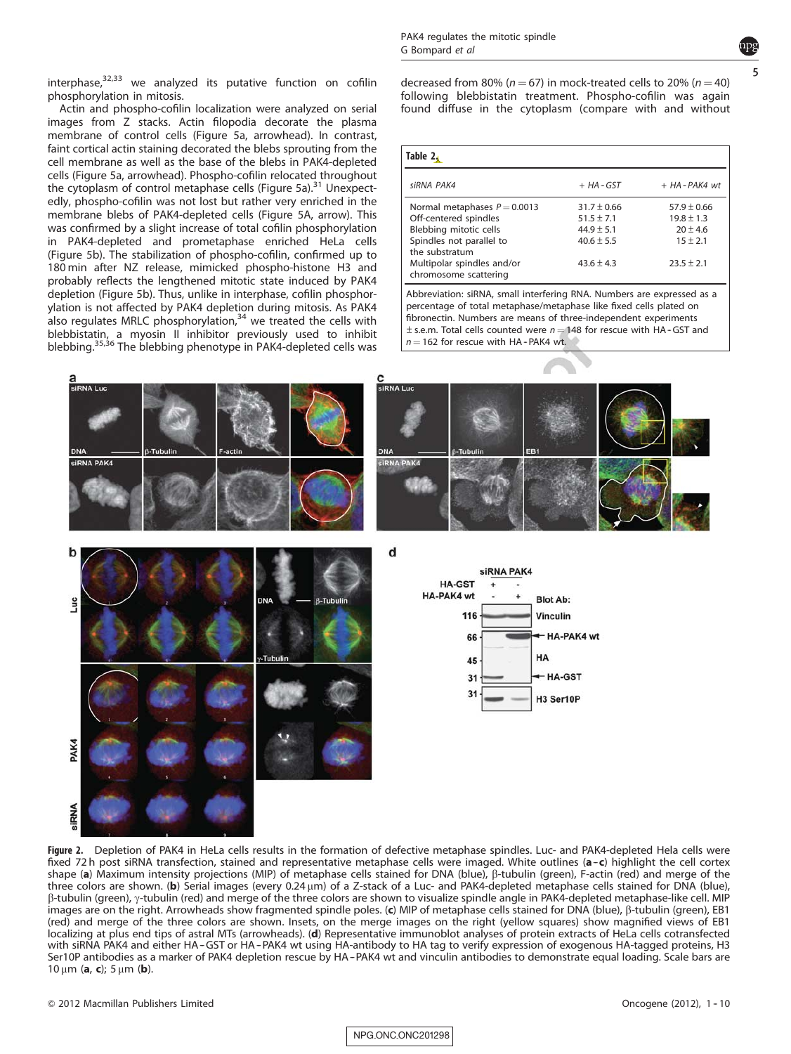interphase,[32,33] we analyzed its putative function on cofilin phosphorylation in mitosis.

Actin and phospho-cofilin localization were analyzed on serial images from Z stacks. Actin filopodia decorate the plasma membrane of control cells (Figure 5a, arrowhead). In contrast, faint cortical actin staining decorated the blebs sprouting from the cell membrane as well as the base of the blebs in PAK4-depleted cells (Figure 5a, arrowhead). Phospho-cofilin relocated throughout the cytoplasm of control metaphase cells (Figure 5a).[31] Unexpectedly, phospho-cofilin was not lost but rather very enriched in the membrane blebs of PAK4-depleted cells (Figure 5A, arrow). This was confirmed by a slight increase of total cofilin phosphorylation in PAK4-depleted and prometaphase enriched HeLa cells (Figure 5b). The stabilization of phospho-cofilin, confirmed up to 180 min after NZ release, mimicked phospho-histone H3 and probably reflects the lengthened mitotic state induced by PAK4 depletion (Figure 5b). Thus, unlike in interphase, cofilin phosphorylation is not affected by PAK4 depletion during mitosis. As PAK4 also regulates MRLC phosphorylation,[34] we treated the cells with blebbistatin, a myosin II inhibitor previously used to inhibit blebbing.[35,36] The blebbing phenotype in PAK4-depleted cells was decreased from 80% ($n = 67$) in mock-treated cells to 20% ($n = 40$) following blebbistatin treatment. Phospho-cofilin was again found diffuse in the cytoplasm (compare with and without

**Table 2.**

| siRNA PAK4 | + HA-GST | + HA-PAK4 wt |
|---|---|---|
| Normal metaphases $P = 0.0013$ | $31.7 \pm 0.66$ | $57.9 \pm 0.66$ |
| Off-centered spindles | $51.5 \pm 7.1$ | $19.8 \pm 1.3$ |
| Blebbing mitotic cells | $44.9 \pm 5.1$ | $20 \pm 4.6$ |
| Spindles not parallel to the substratum | $40.6 \pm 5.5$ | $15 \pm 2.1$ |
| Multipolar spindles and/or chromosome scattering | $43.6 \pm 4.3$ | $23.5 \pm 2.1$ |

Abbreviation: siRNA, small interfering RNA. Numbers are expressed as a percentage of total metaphase/metaphase like fixed cells plated on fibronectin. Numbers are means of three-independent experiments ± s.e.m. Total cells counted were $n = 148$ for rescue with HA-GST and $n = 162$ for rescue with HA-PAK4 wt.

**Figure 2.** Depletion of PAK4 in HeLa cells results in the formation of defective metaphase spindles. Luc- and PAK4-depleted Hela cells were fixed 72 h post siRNA transfection, stained and representative metaphase cells were imaged. White outlines (**a**–**c**) highlight the cell cortex shape (**a**) Maximum intensity projections (MIP) of metaphase cells stained for DNA (blue), β-tubulin (green), F-actin (red) and merge of the three colors are shown. (**b**) Serial images (every 0.24 μm) of a Z-stack of a Luc- and PAK4-depleted metaphase cells stained for DNA (blue), β-tubulin (green), γ-tubulin (red) and merge of the three colors are shown to visualize spindle angle in PAK4-depleted metaphase-like cell. MIP images are on the right. Arrowheads show fragmented spindle poles. (**c**) MIP of metaphase cells stained for DNA (blue), β-tubulin (green), EB1 (red) and merge of the three colors are shown. Insets, on the merge images on the right (yellow squares) show magnified views of EB1 localizing at plus end tips of astral MTs (arrowheads). (**d**) Representative immunoblot analyses of protein extracts of HeLa cells cotransfected with siRNA PAK4 and either HA-GST or HA-PAK4 wt using HA-antibody to HA tag to verify expression of exogenous HA-tagged proteins, H3 Ser10P antibodies as a marker of PAK4 depletion rescue by HA-PAK4 wt and vinculin antibodies to demonstrate equal loading. Scale bars are 10 μm (**a**, **c**); 5 μm (**b**).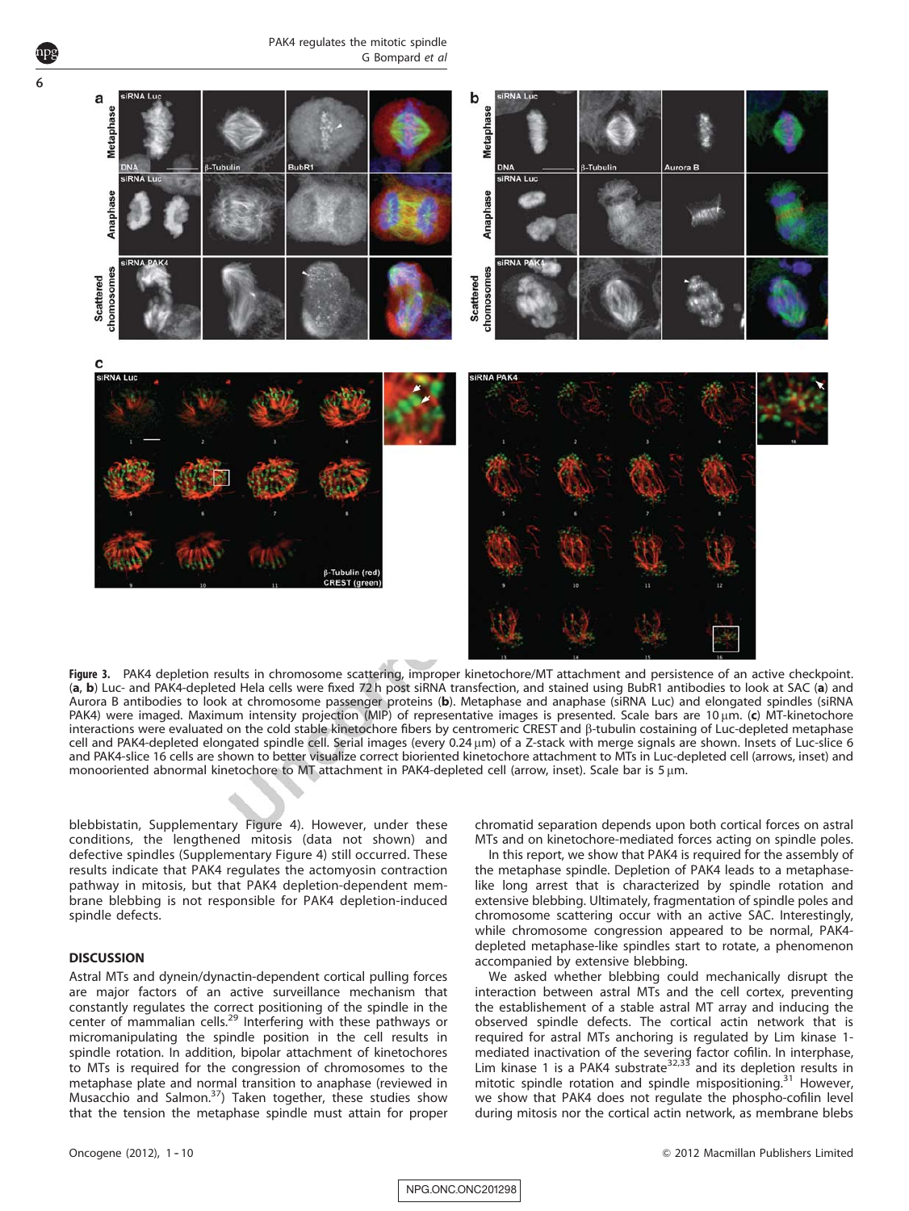**Figure 3.** PAK4 depletion results in chromosome scattering, improper kinetochore/MT attachment and persistence of an active checkpoint. (**a**, **b**) Luc- and PAK4-depleted Hela cells were fixed 72 h post siRNA transfection, and stained using BubR1 antibodies to look at SAC (**a**) and Aurora B antibodies to look at chromosome passenger proteins (**b**). Metaphase and anaphase (siRNA Luc) and elongated spindles (siRNA PAK4) were imaged. Maximum intensity projection (MIP) of representative images is presented. Scale bars are 10 μm. (**c**) MT-kinetochore interactions were evaluated on the cold stable kinetochore fibers by centromeric CREST and β-tubulin costaining of Luc-depleted metaphase cell and PAK4-depleted elongated spindle cell. Serial images (every 0.24 μm) of a Z-stack with merge signals are shown. Insets of Luc-slice 6 and PAK4-slice 16 cells are shown to better visualize correct bioriented kinetochore attachment to MTs in Luc-depleted cell (arrows, inset) and monooriented abnormal kinetochore to MT attachment in PAK4-depleted cell (arrow, inset). Scale bar is 5 μm.

blebbistatin, Supplementary Figure 4). However, under these conditions, the lengthened mitosis (data not shown) and defective spindles (Supplementary Figure 4) still occurred. These results indicate that PAK4 regulates the actomyosin contraction pathway in mitosis, but that PAK4 depletion-dependent membrane blebbing is not responsible for PAK4 depletion-induced spindle defects.

## DISCUSSION

Astral MTs and dynein/dynactin-dependent cortical pulling forces are major factors of an active surveillance mechanism that constantly regulates the correct positioning of the spindle in the center of mammalian cells.[29] Interfering with these pathways or micromanipulating the spindle position in the cell results in spindle rotation. In addition, bipolar attachment of kinetochores to MTs is required for the congression of chromosomes to the metaphase plate and normal transition to anaphase (reviewed in Musacchio and Salmon.[37]) Taken together, these studies show that the tension the metaphase spindle must attain for proper chromatid separation depends upon both cortical forces on astral MTs and on kinetochore-mediated forces acting on spindle poles.

In this report, we show that PAK4 is required for the assembly of the metaphase spindle. Depletion of PAK4 leads to a metaphase-like long arrest that is characterized by spindle rotation and extensive blebbing. Ultimately, fragmentation of spindle poles and chromosome scattering occur with an active SAC. Interestingly, while chromosome congression appeared to be normal, PAK4-depleted metaphase-like spindles start to rotate, a phenomenon accompanied by extensive blebbing.

We asked whether blebbing could mechanically disrupt the interaction between astral MTs and the cell cortex, preventing the establishement of a stable astral MT array and inducing the observed spindle defects. The cortical actin network that is required for astral MTs anchoring is regulated by Lim kinase 1-mediated inactivation of the severing factor cofilin. In interphase, Lim kinase 1 is a PAK4 substrate[32,33] and its depletion results in mitotic spindle rotation and spindle mispositioning.[31] However, we show that PAK4 does not regulate the phospho-cofilin level during mitosis nor the cortical actin network, as membrane blebs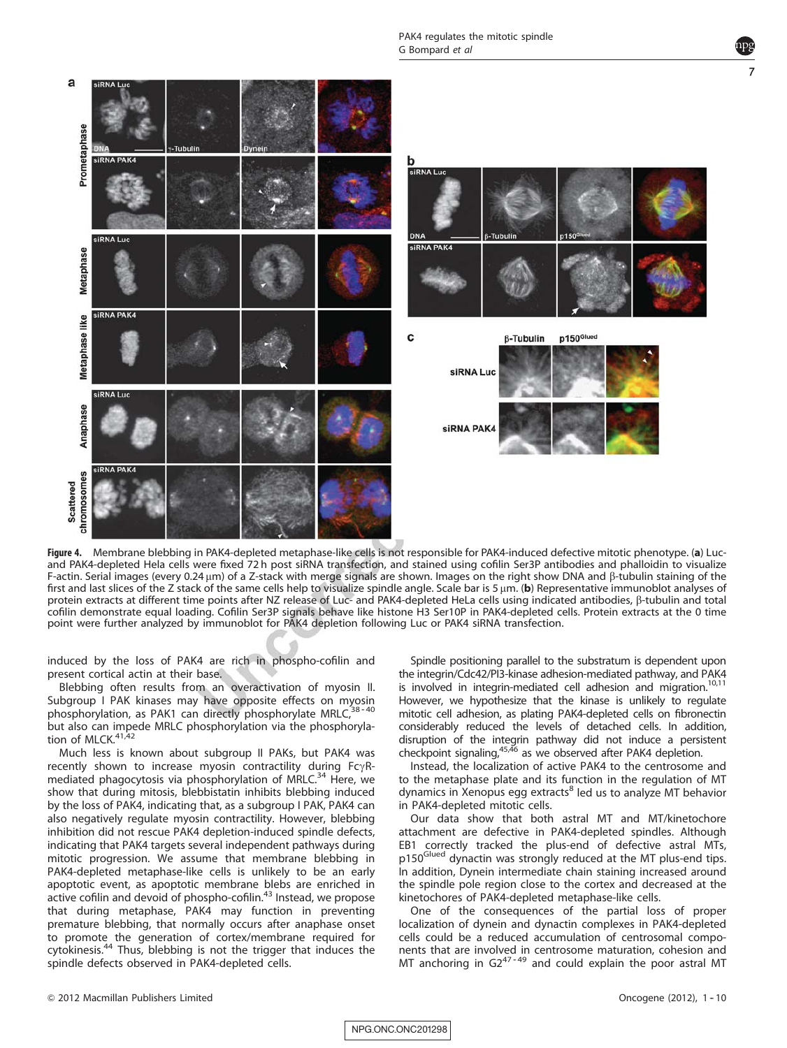**Figure 4.** Membrane blebbing in PAK4-depleted metaphase-like cells is not responsible for PAK4-induced defective mitotic phenotype. (**a**) Luc- and PAK4-depleted Hela cells were fixed 72 h post siRNA transfection, and stained using cofilin Ser3P antibodies and phalloidin to visualize F-actin. Serial images (every 0.24 μm) of a Z-stack with merge signals are shown. Images on the right show DNA and β-tubulin staining of the first and last slices of the Z stack of the same cells help to visualize spindle angle. Scale bar is 5 μm. (**b**) Representative immunoblot analyses of protein extracts at different time points after NZ release of Luc- and PAK4-depleted HeLa cells using indicated antibodies, β-tubulin and total cofilin demonstrate equal loading. Cofilin Ser3P signals behave like histone H3 Ser10P in PAK4-depleted cells. Protein extracts at the 0 time point were further analyzed by immunoblot for PAK4 depletion following Luc or PAK4 siRNA transfection.

induced by the loss of PAK4 are rich in phospho-cofilin and present cortical actin at their base.

Blebbing often results from an overactivation of myosin II. Subgroup I PAK kinases may have opposite effects on myosin phosphorylation, as PAK1 can directly phosphorylate MRLC,[38-40] but also can impede MRLC phosphorylation via the phosphorylation of MLCK.[41,42]

Much less is known about subgroup II PAKs, but PAK4 was recently shown to increase myosin contractility during FcγR-mediated phagocytosis via phosphorylation of MRLC.[34] Here, we show that during mitosis, blebbistatin inhibits blebbing induced by the loss of PAK4, indicating that, as a subgroup I PAK, PAK4 can also negatively regulate myosin contractility. However, blebbing inhibition did not rescue PAK4 depletion-induced spindle defects, indicating that PAK4 targets several independent pathways during mitotic progression. We assume that membrane blebbing in PAK4-depleted metaphase-like cells is unlikely to be an early apoptotic event, as apoptotic membrane blebs are enriched in active cofilin and devoid of phospho-cofilin.[43] Instead, we propose that during metaphase, PAK4 may function in preventing premature blebbing, that normally occurs after anaphase onset to promote the generation of cortex/membrane required for cytokinesis.[44] Thus, blebbing is not the trigger that induces the spindle defects observed in PAK4-depleted cells.

Spindle positioning parallel to the substratum is dependent upon the integrin/Cdc42/PI3-kinase adhesion-mediated pathway, and PAK4 is involved in integrin-mediated cell adhesion and migration.[10,11] However, we hypothesize that the kinase is unlikely to regulate mitotic cell adhesion, as plating PAK4-depleted cells on fibronectin considerably reduced the levels of detached cells. In addition, disruption of the integrin pathway did not induce a persistent checkpoint signaling,[45,46] as we observed after PAK4 depletion.

Instead, the localization of active PAK4 to the centrosome and to the metaphase plate and its function in the regulation of MT dynamics in Xenopus egg extracts[8] led us to analyze MT behavior in PAK4-depleted mitotic cells.

Our data show that both astral MT and MT/kinetochore attachment are defective in PAK4-depleted spindles. Although EB1 correctly tracked the plus-end of defective astral MTs, p150[Glued] dynactin was strongly reduced at the MT plus-end tips. In addition, Dynein intermediate chain staining increased around the spindle pole region close to the cortex and decreased at the kinetochores of PAK4-depleted metaphase-like cells.

One of the consequences of the partial loss of proper localization of dynein and dynactin complexes in PAK4-depleted cells could be a reduced accumulation of centrosomal components that are involved in centrosome maturation, cohesion and MT anchoring in G2[47-49] and could explain the poor astral MT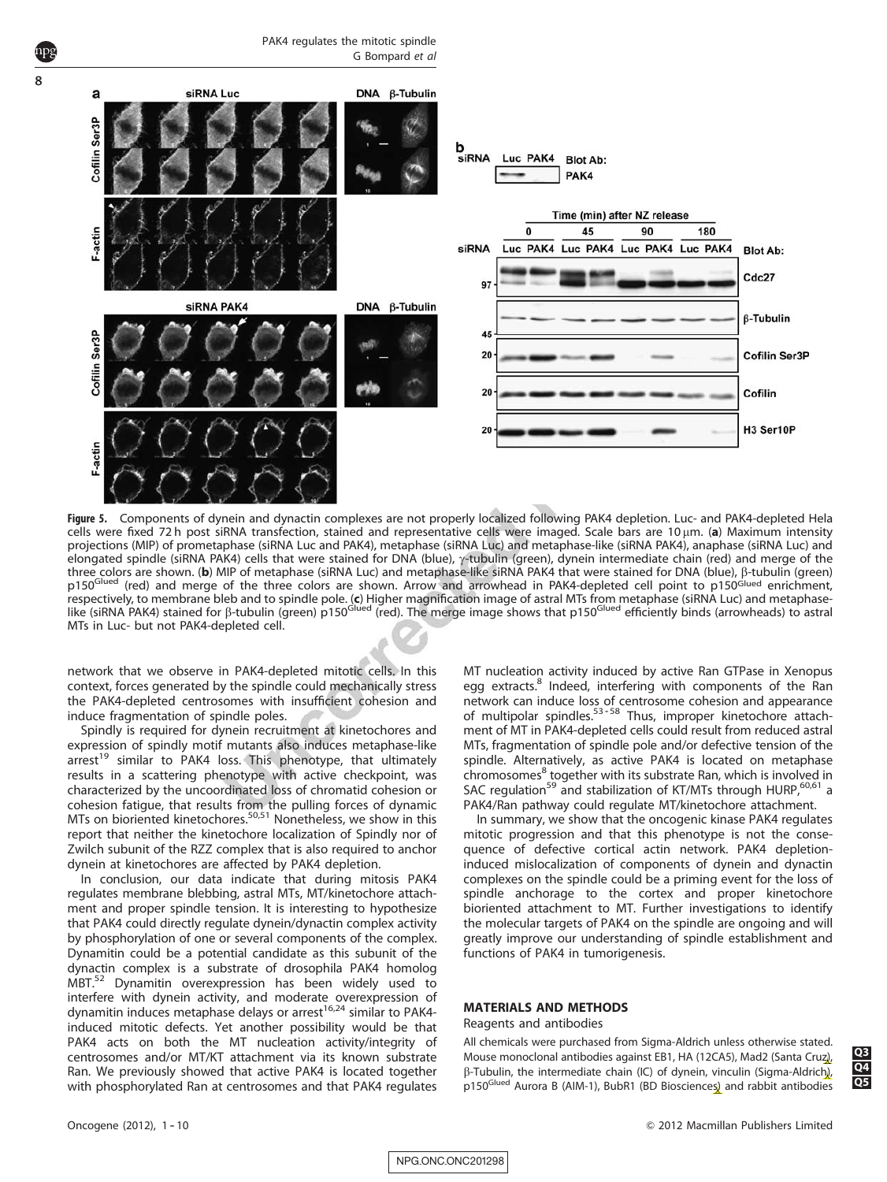**Figure 5.** Components of dynein and dynactin complexes are not properly localized following PAK4 depletion. Luc- and PAK4-depleted Hela cells were fixed 72 h post siRNA transfection, stained and representative cells were imaged. Scale bars are 10 μm. (**a**) Maximum intensity projections (MIP) of prometaphase (siRNA Luc and PAK4), metaphase (siRNA Luc) and metaphase-like (siRNA PAK4), anaphase (siRNA Luc) and elongated spindle (siRNA PAK4) cells that were stained for DNA (blue), γ-tubulin (green), dynein intermediate chain (red) and merge of the three colors are shown. (**b**) MIP of metaphase (siRNA Luc) and metaphase-like siRNA PAK4 that were stained for DNA (blue), β-tubulin (green) p150[Glued] (red) and merge of the three colors are shown. Arrow and arrowhead in PAK4-depleted cell point to p150[Glued] enrichment, respectively, to membrane bleb and to spindle pole. (**c**) Higher magnification image of astral MTs from metaphase (siRNA Luc) and metaphase-like (siRNA PAK4) stained for β-tubulin (green) p150[Glued] (red). The merge image shows that p150[Glued] efficiently binds (arrowheads) to astral MTs in Luc- but not PAK4-depleted cell.

network that we observe in PAK4-depleted mitotic cells. In this context, forces generated by the spindle could mechanically stress the PAK4-depleted centrosomes with insufficient cohesion and induce fragmentation of spindle poles.

Spindly is required for dynein recruitment at kinetochores and expression of spindly motif mutants also induces metaphase-like arrest[19] similar to PAK4 loss. This phenotype, that ultimately results in a scattering phenotype with active checkpoint, was characterized by the uncoordinated loss of chromatid cohesion or cohesion fatigue, that results from the pulling forces of dynamic MTs on bioriented kinetochores.[50,51] Nonetheless, we show in this report that neither the kinetochore localization of Spindly nor of Zwilch subunit of the RZZ complex that is also required to anchor dynein at kinetochores are affected by PAK4 depletion.

In conclusion, our data indicate that during mitosis PAK4 regulates membrane blebbing, astral MTs, MT/kinetochore attachment and proper spindle tension. It is interesting to hypothesize that PAK4 could directly regulate dynein/dynactin complex activity by phosphorylation of one or several components of the complex. Dynamitin could be a potential candidate as this subunit of the dynactin complex is a substrate of drosophila PAK4 homolog MBT.[52] Dynamitin overexpression has been widely used to interfere with dynein activity, and moderate overexpression of dynamitin induces metaphase delays or arrest[16,24] similar to PAK4-induced mitotic defects. Yet another possibility would be that PAK4 acts on both the MT nucleation activity/integrity of centrosomes and/or MT/KT attachment via its known substrate Ran. We previously showed that active PAK4 is located together with phosphorylated Ran at centrosomes and that PAK4 regulates MT nucleation activity induced by active Ran GTPase in Xenopus egg extracts.[8] Indeed, interfering with components of the Ran network can induce loss of centrosome cohesion and appearance of multipolar spindles.[53–58] Thus, improper kinetochore attachment of MT in PAK4-depleted cells could result from reduced astral MTs, fragmentation of spindle pole and/or defective tension of the spindle. Alternatively, as active PAK4 is located on metaphase chromosomes[8] together with its substrate Ran, which is involved in SAC regulation[59] and stabilization of KT/MTs through HURP,[60,61] a PAK4/Ran pathway could regulate MT/kinetochore attachment.

In summary, we show that the oncogenic kinase PAK4 regulates mitotic progression and that this phenotype is not the consequence of defective cortical actin network. PAK4 depletion-induced mislocalization of components of dynein and dynactin complexes on the spindle could be a priming event for the loss of spindle anchorage to the cortex and proper kinetochore bioriented attachment to MT. Further investigations to identify the molecular targets of PAK4 on the spindle are ongoing and will greatly improve our understanding of spindle establishment and functions of PAK4 in tumorigenesis.

## MATERIALS AND METHODS

### Reagents and antibodies

All chemicals were purchased from Sigma-Aldrich unless otherwise stated. Mouse monoclonal antibodies against EB1, HA (12CA5), Mad2 (Santa Cruz), β-Tubulin, the intermediate chain (IC) of dynein, vinculin (Sigma-Aldrich), p150[Glued] Aurora B (AIM-1), BubR1 (BD Biosciences) and rabbit antibodies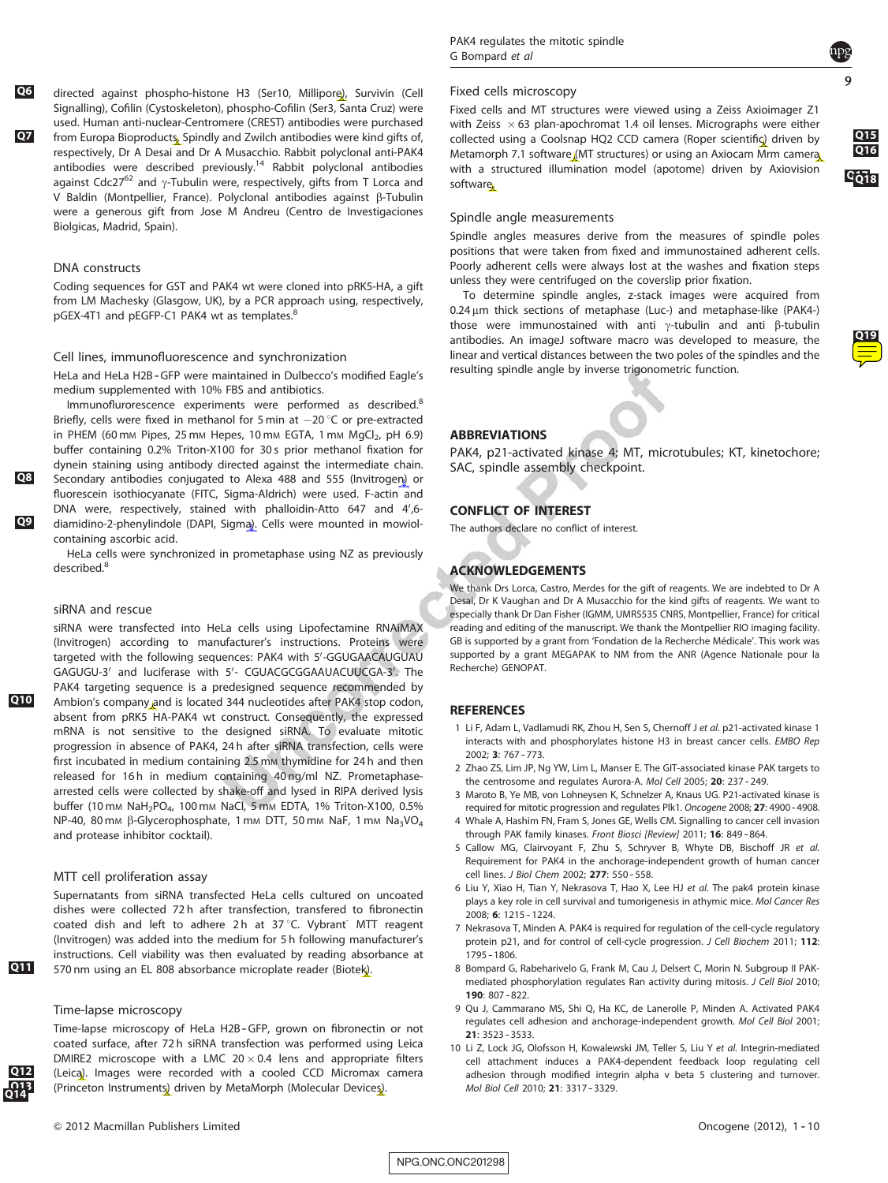directed against phospho-histone H3 (Ser10, Millipore), Survivin (Cell Signalling), Cofilin (Cystoskeleton), phospho-Cofilin (Ser3, Santa Cruz) were used. Human anti-nuclear-Centromere (CREST) antibodies were purchased from Europa Bioproducts. Spindly and Zwilch antibodies were kind gifts of, respectively, Dr A Desai and Dr A Musacchio. Rabbit polyclonal anti-PAK4 antibodies were described previously.[14] Rabbit polyclonal antibodies against Cdc27[62] and γ-Tubulin were, respectively, gifts from T Lorca and V Baldin (Montpellier, France). Polyclonal antibodies against β-Tubulin were a generous gift from Jose M Andreu (Centro de Investigaciones Biolgicas, Madrid, Spain).

### DNA constructs

Coding sequences for GST and PAK4 wt were cloned into pRK5-HA, a gift from LM Machesky (Glasgow, UK), by a PCR approach using, respectively, pGEX-4T1 and pEGFP-C1 PAK4 wt as templates.[8]

### Cell lines, immunofluorescence and synchronization

HeLa and HeLa H2B-GFP were maintained in Dulbecco's modified Eagle's medium supplemented with 10% FBS and antibiotics.

Immunoflurorescence experiments were performed as described.[8] Briefly, cells were fixed in methanol for 5 min at −20 °C or pre-extracted in PHEM (60 mM Pipes, 25 mM Hepes, 10 mM EGTA, 1 mM $MgCl_2$, pH 6.9) buffer containing 0.2% Triton-X100 for 30 s prior methanol fixation for dynein staining using antibody directed against the intermediate chain. Secondary antibodies conjugated to Alexa 488 and 555 (Invitrogen) or fluorescein isothiocyanate (FITC, Sigma-Aldrich) were used. F-actin and DNA were, respectively, stained with phalloidin-Atto 647 and 4′,6-diamidino-2-phenylindole (DAPI, Sigma). Cells were mounted in mowiol-containing ascorbic acid.

HeLa cells were synchronized in prometaphase using NZ as previously described.[8]

### siRNA and rescue

siRNA were transfected into HeLa cells using Lipofectamine RNAiMAX (Invitrogen) according to manufacturer's instructions. Proteins were targeted with the following sequences: PAK4 with 5′-GGUGAACAUGUAU GAGUGU-3′ and luciferase with 5′- CGUACGCGGAAUACUUCGA-3′. The PAK4 targeting sequence is a predesigned sequence recommended by Ambion's company and is located 344 nucleotides after PAK4 stop codon, absent from pRK5 HA-PAK4 wt construct. Consequently, the expressed mRNA is not sensitive to the designed siRNA. To evaluate mitotic progression in absence of PAK4, 24 h after siRNA transfection, cells were first incubated in medium containing 2.5 mM thymidine for 24 h and then released for 16 h in medium containing 40 ng/ml NZ. Prometaphase-arrested cells were collected by shake-off and lysed in RIPA derived lysis buffer (10 mM $NaH_2PO_4$, 100 mM NaCl, 5 mM EDTA, 1% Triton-X100, 0.5% NP-40, 80 mM β-Glycerophosphate, 1 mM DTT, 50 mM NaF, 1 mM $Na_3VO_4$ and protease inhibitor cocktail).

### MTT cell proliferation assay

Supernatants from siRNA transfected HeLa cells cultured on uncoated dishes were collected 72 h after transfection, transfered to fibronectin coated dish and left to adhere 2 h at 37 °C. Vybrant MTT reagent (Invitrogen) was added into the medium for 5 h following manufacturer's instructions. Cell viability was then evaluated by reading absorbance at 570 nm using an EL 808 absorbance microplate reader (Biotek).

### Time-lapse microscopy

Time-lapse microscopy of HeLa H2B-GFP, grown on fibronectin or not coated surface, after 72 h siRNA transfection was performed using Leica DMIRE2 microscope with a LMC 20 × 0.4 lens and appropriate filters (Leica). Images were recorded with a cooled CCD Micromax camera (Princeton Instruments) driven by MetaMorph (Molecular Devices).

### Fixed cells microscopy

Fixed cells and MT structures were viewed using a Zeiss Axioimager Z1 with Zeiss ×63 plan-apochromat 1.4 oil lenses. Micrographs were either collected using a Coolsnap HQ2 CCD camera (Roper scientific) driven by Metamorph 7.1 software (MT structures) or using an Axiocam Mrm camera with a structured illumination model (apotome) driven by Axiovision software.

### Spindle angle measurements

Spindle angles measures derive from the measures of spindle poles positions that were taken from fixed and immunostained adherent cells. Poorly adherent cells were always lost at the washes and fixation steps unless they were centrifuged on the coverslip prior fixation.

To determine spindle angles, z-stack images were acquired from 0.24 μm thick sections of metaphase (Luc-) and metaphase-like (PAK4-) those were immunostained with anti γ-tubulin and anti β-tubulin antibodies. An imageJ software macro was developed to measure, the linear and vertical distances between the two poles of the spindles and the resulting spindle angle by inverse trigonometric function.

## ABBREVIATIONS

PAK4, p21-activated kinase 4; MT, microtubules; KT, kinetochore; SAC, spindle assembly checkpoint.

## CONFLICT OF INTEREST

The authors declare no conflict of interest.

## ACKNOWLEDGEMENTS

We thank Drs Lorca, Castro, Merdes for the gift of reagents. We are indebted to Dr A Desai, Dr K Vaughan and Dr A Musacchio for the kind gifts of reagents. We want to especially thank Dr Dan Fisher (IGMM, UMR5535 CNRS, Montpellier, France) for critical reading and editing of the manuscript. We thank the Montpellier RIO imaging facility. GB is supported by a grant from 'Fondation de la Recherche Médicale'. This work was supported by a grant MEGAPAK to NM from the ANR (Agence Nationale pour la Recherche) GENOPAT.

## REFERENCES

1. Li F, Adam L, Vadlamudi RK, Zhou H, Sen S, Chernoff J *et al.* p21-activated kinase 1 interacts with and phosphorylates histone H3 in breast cancer cells. *EMBO Rep* 2002; **3**: 767–773.
2. Zhao ZS, Lim JP, Ng YW, Lim L, Manser E. The GIT-associated kinase PAK targets to the centrosome and regulates Aurora-A. *Mol Cell* 2005; **20**: 237–249.
3. Maroto B, Ye MB, von Lohneysen K, Schnelzer A, Knaus UG. P21-activated kinase is required for mitotic progression and regulates Plk1. *Oncogene* 2008; **27**: 4900–4908.
4. Whale A, Hashim FN, Fram S, Jones GE, Wells CM. Signalling to cancer cell invasion through PAK family kinases. *Front Biosci [Review]* 2011; **16**: 849–864.
5. Callow MG, Clairvoyant F, Zhu S, Schryver B, Whyte DB, Bischoff JR *et al.* Requirement for PAK4 in the anchorage-independent growth of human cancer cell lines. *J Biol Chem* 2002; **277**: 550–558.
6. Liu Y, Xiao H, Tian Y, Nekrasova T, Hao X, Lee HJ *et al.* The pak4 protein kinase plays a key role in cell survival and tumorigenesis in athymic mice. *Mol Cancer Res* 2008; **6**: 1215–1224.
7. Nekrasova T, Minden A. PAK4 is required for regulation of the cell-cycle regulatory protein p21, and for control of cell-cycle progression. *J Cell Biochem* 2011; **112**: 1795–1806.
8. Bompard G, Rabeharivelo G, Frank M, Cau J, Delsert C, Morin N. Subgroup II PAK-mediated phosphorylation regulates Ran activity during mitosis. *J Cell Biol* 2010; **190**: 807–822.
9. Qu J, Cammarano MS, Shi Q, Ha KC, de Lanerolle P, Minden A. Activated PAK4 regulates cell adhesion and anchorage-independent growth. *Mol Cell Biol* 2001; **21**: 3523–3533.
10. Li Z, Lock JG, Olofsson H, Kowalewski JM, Teller S, Liu Y *et al.* Integrin-mediated cell attachment induces a PAK4-dependent feedback loop regulating cell adhesion through modified integrin alpha v beta 5 clustering and turnover. *Mol Biol Cell* 2010; **21**: 3317–3329.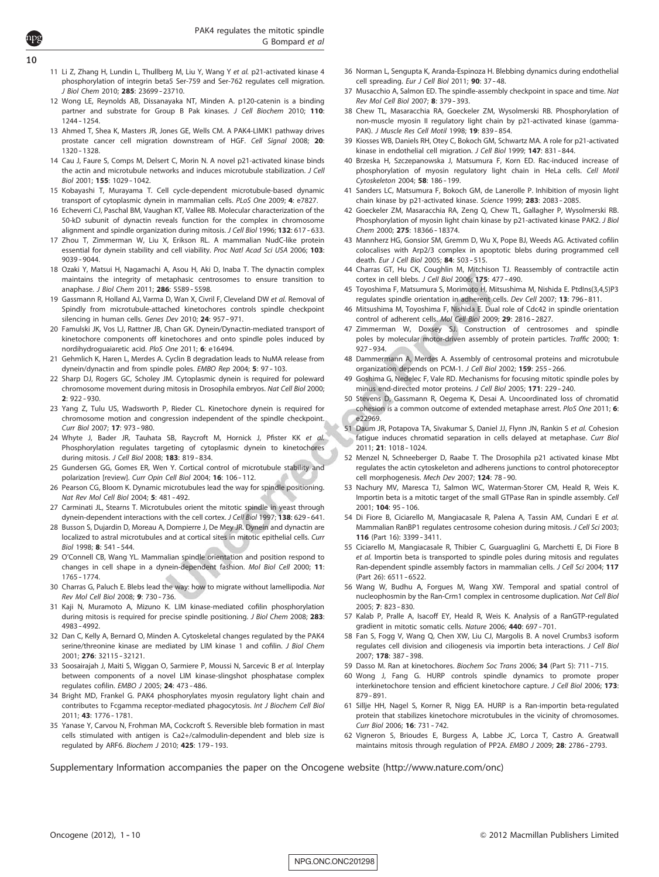11 Li Z, Zhang H, Lundin L, Thullberg M, Liu Y, Wang Y *et al.* p21-activated kinase 4 phosphorylation of integrin beta5 Ser-759 and Ser-762 regulates cell migration. *J Biol Chem* 2010; **285**: 23699 - 23710.

12 Wong LE, Reynolds AB, Dissanayaka NT, Minden A. p120-catenin is a binding partner and substrate for Group B Pak kinases. *J Cell Biochem* 2010; **110**: 1244 - 1254.

13 Ahmed T, Shea K, Masters JR, Jones GE, Wells CM. A PAK4-LIMK1 pathway drives prostate cancer cell migration downstream of HGF. *Cell Signal* 2008; **20**: 1320 - 1328.

14 Cau J, Faure S, Comps M, Delsert C, Morin N. A novel p21-activated kinase binds the actin and microtubule networks and induces microtubule stabilization. *J Cell Biol* 2001; **155**: 1029 - 1042.

15 Kobayashi T, Murayama T. Cell cycle-dependent microtubule-based dynamic transport of cytoplasmic dynein in mammalian cells. *PLoS One* 2009; **4**: e7827.

16 Echeverri CJ, Paschal BM, Vaughan KT, Vallee RB. Molecular characterization of the 50-kD subunit of dynactin reveals function for the complex in chromosome alignment and spindle organization during mitosis. *J Cell Biol* 1996; **132**: 617 - 633.

17 Zhou T, Zimmerman W, Liu X, Erikson RL. A mammalian NudC-like protein essential for dynein stability and cell viability. *Proc Natl Acad Sci USA* 2006; **103**: 9039 - 9044.

18 Ozaki Y, Matsui H, Nagamachi A, Asou H, Aki D, Inaba T. The dynactin complex maintains the integrity of metaphasic centrosomes to ensure transition to anaphase. *J Biol Chem* 2011; **286**: 5589 - 5598.

19 Gassmann R, Holland AJ, Varma D, Wan X, Civril F, Cleveland DW *et al.* Removal of Spindly from microtubule-attached kinetochores controls spindle checkpoint silencing in human cells. *Genes Dev* 2010; **24**: 957 - 971.

20 Famulski JK, Vos LJ, Rattner JB, Chan GK. Dynein/Dynactin-mediated transport of kinetochore components off kinetochores and onto spindle poles induced by nordihydroguaiaretic acid. *PloS One* 2011; **6**: e16494.

21 Gehmlich K, Haren L, Merdes A. Cyclin B degradation leads to NuMA release from dynein/dynactin and from spindle poles. *EMBO Rep* 2004; **5**: 97 - 103.

22 Sharp DJ, Rogers GC, Scholey JM. Cytoplasmic dynein is required for poleward chromosome movement during mitosis in Drosophila embryos. *Nat Cell Biol* 2000; **2**: 922 - 930.

23 Yang Z, Tulu US, Wadsworth P, Rieder CL. Kinetochore dynein is required for chromosome motion and congression independent of the spindle checkpoint. *Curr Biol* 2007; **17**: 973 - 980.

24 Whyte J, Bader JR, Tauhata SB, Raycroft M, Hornick J, Pfister KK *et al.* Phosphorylation regulates targeting of cytoplasmic dynein to kinetochores during mitosis. *J Cell Biol* 2008; **183**: 819 - 834.

25 Gundersen GG, Gomes ER, Wen Y. Cortical control of microtubule stability and polarization [review]. *Curr Opin Cell Biol* 2004; **16**: 106 - 112.

26 Pearson CG, Bloom K. Dynamic microtubules lead the way for spindle positioning. *Nat Rev Mol Cell Biol* 2004; **5**: 481 - 492.

27 Carminati JL, Stearns T. Microtubules orient the mitotic spindle in yeast through dynein-dependent interactions with the cell cortex. *J Cell Biol* 1997; **138**: 629 - 641.

28 Busson S, Dujardin D, Moreau A, Dompierre J, De Mey JR. Dynein and dynactin are localized to astral microtubules and at cortical sites in mitotic epithelial cells. *Curr Biol* 1998; **8**: 541 - 544.

29 O'Connell CB, Wang YL. Mammalian spindle orientation and position respond to changes in cell shape in a dynein-dependent fashion. *Mol Biol Cell* 2000; **11**: 1765 - 1774.

30 Charras G, Paluch E. Blebs lead the way: how to migrate without lamellipodia. *Nat Rev Mol Cell Biol* 2008; **9**: 730 - 736.

31 Kaji N, Muramoto A, Mizuno K. LIM kinase-mediated cofilin phosphorylation during mitosis is required for precise spindle positioning. *J Biol Chem* 2008; **283**: 4983 - 4992.

32 Dan C, Kelly A, Bernard O, Minden A. Cytoskeletal changes regulated by the PAK4 serine/threonine kinase are mediated by LIM kinase 1 and cofilin. *J Biol Chem* 2001; **276**: 32115 - 32121.

33 Soosairajah J, Maiti S, Wiggan O, Sarmiere P, Moussi N, Sarcevic B *et al.* Interplay between components of a novel LIM kinase-slingshot phosphatase complex regulates cofilin. *EMBO J* 2005; **24**: 473 - 486.

34 Bright MD, Frankel G. PAK4 phosphorylates myosin regulatory light chain and contributes to Fcgamma receptor-mediated phagocytosis. *Int J Biochem Cell Biol* 2011; **43**: 1776 - 1781.

35 Yanase Y, Carvou N, Frohman MA, Cockcroft S. Reversible bleb formation in mast cells stimulated with antigen is Ca2+/calmodulin-dependent and bleb size is regulated by ARF6. *Biochem J* 2010; **425**: 179 - 193.

36 Norman L, Sengupta K, Aranda-Espinoza H. Blebbing dynamics during endothelial cell spreading. *Eur J Cell Biol* 2011; **90**: 37 - 48.

37 Musacchio A, Salmon ED. The spindle-assembly checkpoint in space and time. *Nat Rev Mol Cell Biol* 2007; **8**: 379 - 393.

38 Chew TL, Masaracchia RA, Goeckeler ZM, Wysolmerski RB. Phosphorylation of non-muscle myosin II regulatory light chain by p21-activated kinase (gamma-PAK). *J Muscle Res Cell Motil* 1998; **19**: 839 - 854.

39 Kiosses WB, Daniels RH, Otey C, Bokoch GM, Schwartz MA. A role for p21-activated kinase in endothelial cell migration. *J Cell Biol* 1999; **147**: 831 - 844.

40 Brzeska H, Szczepanowska J, Matsumura F, Korn ED. Rac-induced increase of phosphorylation of myosin regulatory light chain in HeLa cells. *Cell Motil Cytoskeleton* 2004; **58**: 186 - 199.

41 Sanders LC, Matsumura F, Bokoch GM, de Lanerolle P. Inhibition of myosin light chain kinase by p21-activated kinase. *Science* 1999; **283**: 2083 - 2085.

42 Goeckeler ZM, Masaracchia RA, Zeng Q, Chew TL, Gallagher P, Wysolmerski RB. Phosphorylation of myosin light chain kinase by p21-activated kinase PAK2. *J Biol Chem* 2000; **275**: 18366 - 18374.

43 Mannherz HG, Gonsior SM, Gremm D, Wu X, Pope BJ, Weeds AG. Activated cofilin colocalises with Arp2/3 complex in apoptotic blebs during programmed cell death. *Eur J Cell Biol* 2005; **84**: 503 - 515.

44 Charras GT, Hu CK, Coughlin M, Mitchison TJ. Reassembly of contractile actin cortex in cell blebs. *J Cell Biol* 2006; **175**: 477 - 490.

45 Toyoshima F, Matsumura S, Morimoto H, Mitsushima M, Nishida E. PtdIns(3,4,5)P3 regulates spindle orientation in adherent cells. *Dev Cell* 2007; **13**: 796 - 811.

46 Mitsushima M, Toyoshima F, Nishida E. Dual role of Cdc42 in spindle orientation control of adherent cells. *Mol Cell Biol* 2009; **29**: 2816 - 2827.

47 Zimmerman W, Doxsey SJ. Construction of centrosomes and spindle poles by molecular motor-driven assembly of protein particles. *Traffic* 2000; **1**: 927 - 934.

48 Dammermann A, Merdes A. Assembly of centrosomal proteins and microtubule organization depends on PCM-1. *J Cell Biol* 2002; **159**: 255 - 266.

49 Goshima G, Nedelec F, Vale RD. Mechanisms for focusing mitotic spindle poles by minus end-directed motor proteins. *J Cell Biol* 2005; **171**: 229 - 240.

50 Stevens D, Gassmann R, Oegema K, Desai A. Uncoordinated loss of chromatid cohesion is a common outcome of extended metaphase arrest. *PloS One* 2011; **6**: e22969.

51 Daum JR, Potapova TA, Sivakumar S, Daniel JJ, Flynn JN, Rankin S *et al.* Cohesion fatigue induces chromatid separation in cells delayed at metaphase. *Curr Biol* 2011; **21**: 1018 - 1024.

52 Menzel N, Schneeberger D, Raabe T. The Drosophila p21 activated kinase Mbt regulates the actin cytoskeleton and adherens junctions to control photoreceptor cell morphogenesis. *Mech Dev* 2007; **124**: 78 - 90.

53 Nachury MV, Maresca TJ, Salmon WC, Waterman-Storer CM, Heald R, Weis K. Importin beta is a mitotic target of the small GTPase Ran in spindle assembly. *Cell* 2001; **104**: 95 - 106.

54 Di Fiore B, Ciciarello M, Mangiacasale R, Palena A, Tassin AM, Cundari E *et al.* Mammalian RanBP1 regulates centrosome cohesion during mitosis. *J Cell Sci* 2003; **116** (Part 16): 3399 - 3411.

55 Ciciarello M, Mangiacasale R, Thibier C, Guarguaglini G, Marchetti E, Di Fiore B *et al.* Importin beta is transported to spindle poles during mitosis and regulates Ran-dependent spindle assembly factors in mammalian cells. *J Cell Sci* 2004; **117** (Part 26): 6511 - 6522.

56 Wang W, Budhu A, Forgues M, Wang XW. Temporal and spatial control of nucleophosmin by the Ran-Crm1 complex in centrosome duplication. *Nat Cell Biol* 2005; **7**: 823 - 830.

57 Kalab P, Pralle A, Isacoff EY, Heald R, Weis K. Analysis of a RanGTP-regulated gradient in mitotic somatic cells. *Nature* 2006; **440**: 697 - 701.

58 Fan S, Fogg V, Wang Q, Chen XW, Liu CJ, Margolis B. A novel Crumbs3 isoform regulates cell division and ciliogenesis via importin beta interactions. *J Cell Biol* 2007; **178**: 387 - 398.

59 Dasso M. Ran at kinetochores. *Biochem Soc Trans* 2006; **34** (Part 5): 711 - 715.

60 Wong J, Fang G. HURP controls spindle dynamics to promote proper interkinetochore tension and efficient kinetochore capture. *J Cell Biol* 2006; **173**: 879 - 891.

61 Sillje HH, Nagel S, Korner R, Nigg EA. HURP is a Ran-importin beta-regulated protein that stabilizes kinetochore microtubules in the vicinity of chromosomes. *Curr Biol* 2006; **16**: 731 - 742.

62 Vigneron S, Brioudes E, Burgess A, Labbe JC, Lorca T, Castro A. Greatwall maintains mitosis through regulation of PP2A. *EMBO J* 2009; **28**: 2786 - 2793.

Supplementary Information accompanies the paper on the Oncogene website (http://www.nature.com/onc)